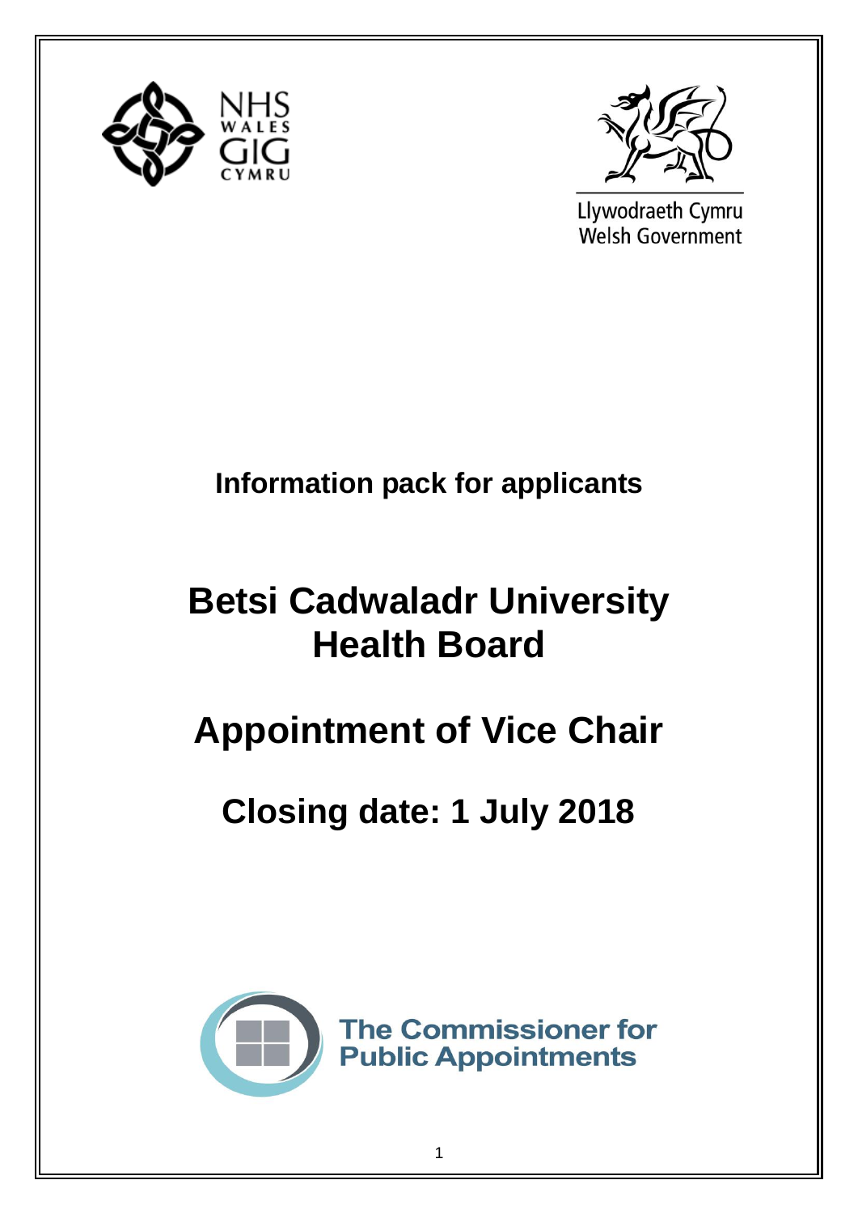NHS WALES GIG CYMRU

Llywodraeth Cymru
Welsh Government

**Information pack for applicants**

# Betsi Cadwaladr University Health Board

# Appointment of Vice Chair

# Closing date: 1 July 2018

The Commissioner for Public Appointments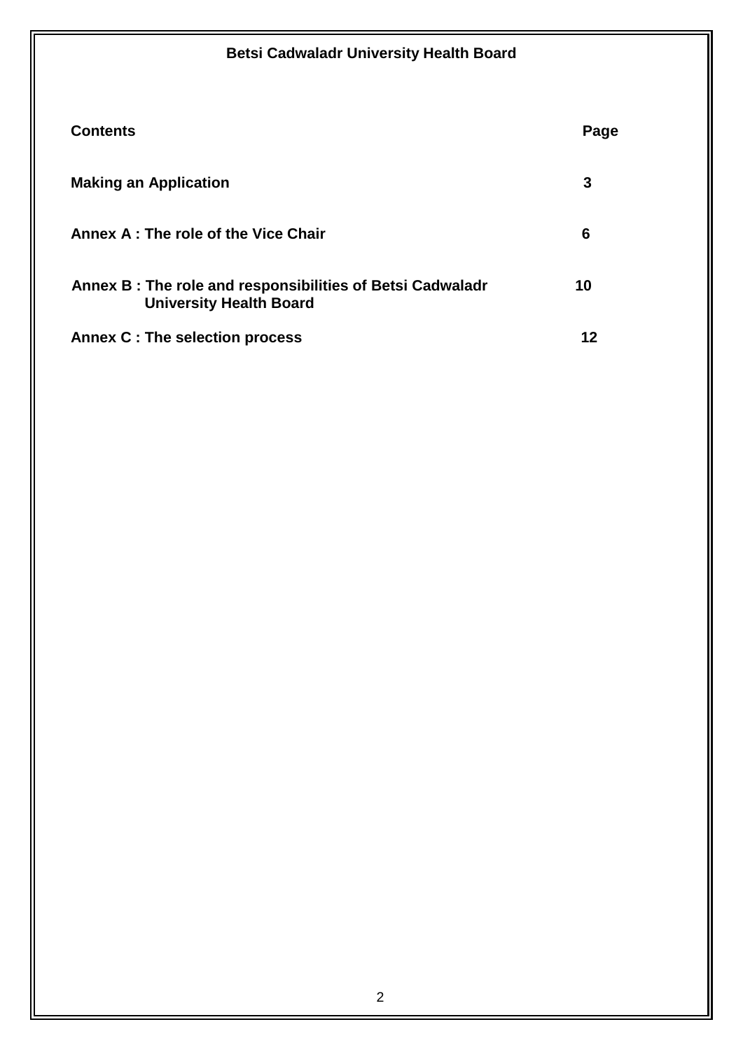**Betsi Cadwaladr University Health Board**

| **Contents** | **Page** |
| --- | --- |
| **Making an Application** | **3** |
| **Annex A : The role of the Vice Chair** | **6** |
| **Annex B : The role and responsibilities of Betsi Cadwaladr University Health Board** | **10** |
| **Annex C : The selection process** | **12** |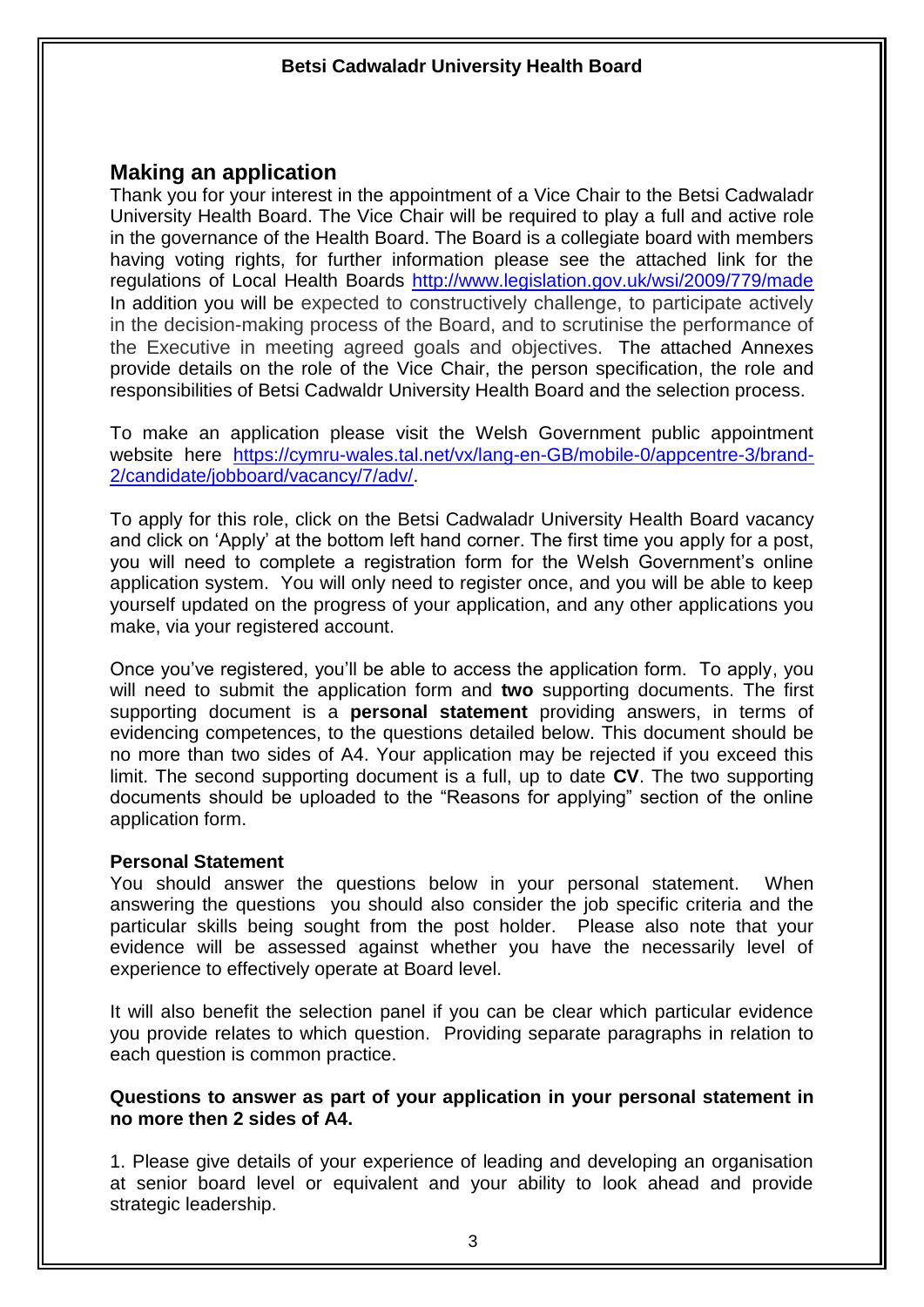## Making an application

Thank you for your interest in the appointment of a Vice Chair to the Betsi Cadwaladr University Health Board. The Vice Chair will be required to play a full and active role in the governance of the Health Board. The Board is a collegiate board with members having voting rights, for further information please see the attached link for the regulations of Local Health Boards http://www.legislation.gov.uk/wsi/2009/779/made In addition you will be expected to constructively challenge, to participate actively in the decision-making process of the Board, and to scrutinise the performance of the Executive in meeting agreed goals and objectives. The attached Annexes provide details on the role of the Vice Chair, the person specification, the role and responsibilities of Betsi Cadwaldr University Health Board and the selection process.

To make an application please visit the Welsh Government public appointment website here https://cymru-wales.tal.net/vx/lang-en-GB/mobile-0/appcentre-3/brand-2/candidate/jobboard/vacancy/7/adv/.

To apply for this role, click on the Betsi Cadwaladr University Health Board vacancy and click on 'Apply' at the bottom left hand corner. The first time you apply for a post, you will need to complete a registration form for the Welsh Government's online application system. You will only need to register once, and you will be able to keep yourself updated on the progress of your application, and any other applications you make, via your registered account.

Once you've registered, you'll be able to access the application form. To apply, you will need to submit the application form and **two** supporting documents. The first supporting document is a **personal statement** providing answers, in terms of evidencing competences, to the questions detailed below. This document should be no more than two sides of A4. Your application may be rejected if you exceed this limit. The second supporting document is a full, up to date **CV**. The two supporting documents should be uploaded to the "Reasons for applying" section of the online application form.

**Personal Statement**

You should answer the questions below in your personal statement. When answering the questions you should also consider the job specific criteria and the particular skills being sought from the post holder. Please also note that your evidence will be assessed against whether you have the necessarily level of experience to effectively operate at Board level.

It will also benefit the selection panel if you can be clear which particular evidence you provide relates to which question. Providing separate paragraphs in relation to each question is common practice.

**Questions to answer as part of your application in your personal statement in no more then 2 sides of A4.**

1. Please give details of your experience of leading and developing an organisation at senior board level or equivalent and your ability to look ahead and provide strategic leadership.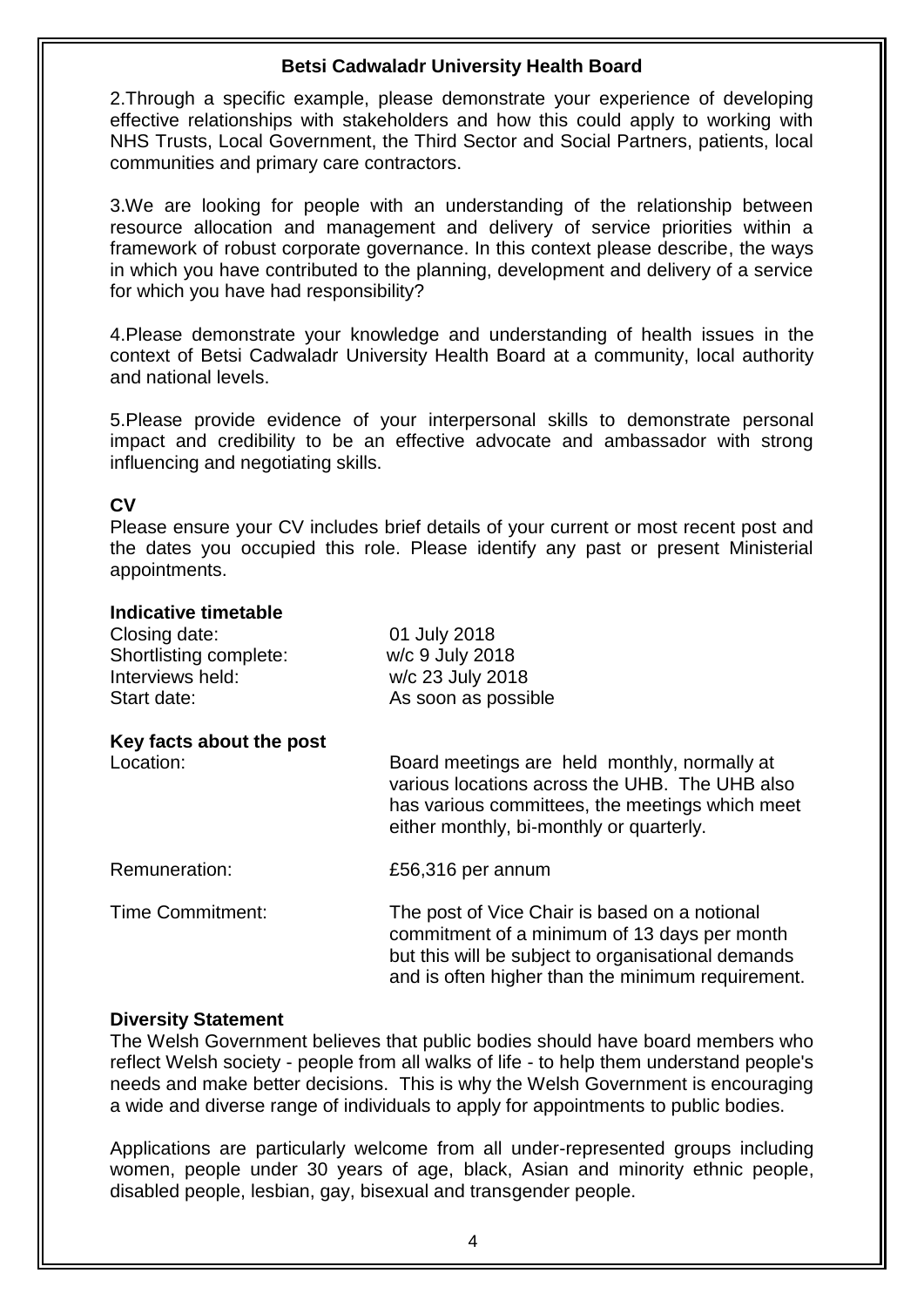**Betsi Cadwaladr University Health Board**

2.Through a specific example, please demonstrate your experience of developing effective relationships with stakeholders and how this could apply to working with NHS Trusts, Local Government, the Third Sector and Social Partners, patients, local communities and primary care contractors.

3.We are looking for people with an understanding of the relationship between resource allocation and management and delivery of service priorities within a framework of robust corporate governance. In this context please describe, the ways in which you have contributed to the planning, development and delivery of a service for which you have had responsibility?

4.Please demonstrate your knowledge and understanding of health issues in the context of Betsi Cadwaladr University Health Board at a community, local authority and national levels.

5.Please provide evidence of your interpersonal skills to demonstrate personal impact and credibility to be an effective advocate and ambassador with strong influencing and negotiating skills.

**CV**

Please ensure your CV includes brief details of your current or most recent post and the dates you occupied this role. Please identify any past or present Ministerial appointments.

**Indicative timetable**

| | |
|---|---|
| Closing date: | 01 July 2018 |
| Shortlisting complete: | w/c 9 July 2018 |
| Interviews held: | w/c 23 July 2018 |
| Start date: | As soon as possible |

**Key facts about the post**

| | |
|---|---|
| Location: | Board meetings are held monthly, normally at various locations across the UHB. The UHB also has various committees, the meetings which meet either monthly, bi-monthly or quarterly. |
| Remuneration: | £56,316 per annum |
| Time Commitment: | The post of Vice Chair is based on a notional commitment of a minimum of 13 days per month but this will be subject to organisational demands and is often higher than the minimum requirement. |

**Diversity Statement**

The Welsh Government believes that public bodies should have board members who reflect Welsh society - people from all walks of life - to help them understand people's needs and make better decisions. This is why the Welsh Government is encouraging a wide and diverse range of individuals to apply for appointments to public bodies.

Applications are particularly welcome from all under-represented groups including women, people under 30 years of age, black, Asian and minority ethnic people, disabled people, lesbian, gay, bisexual and transgender people.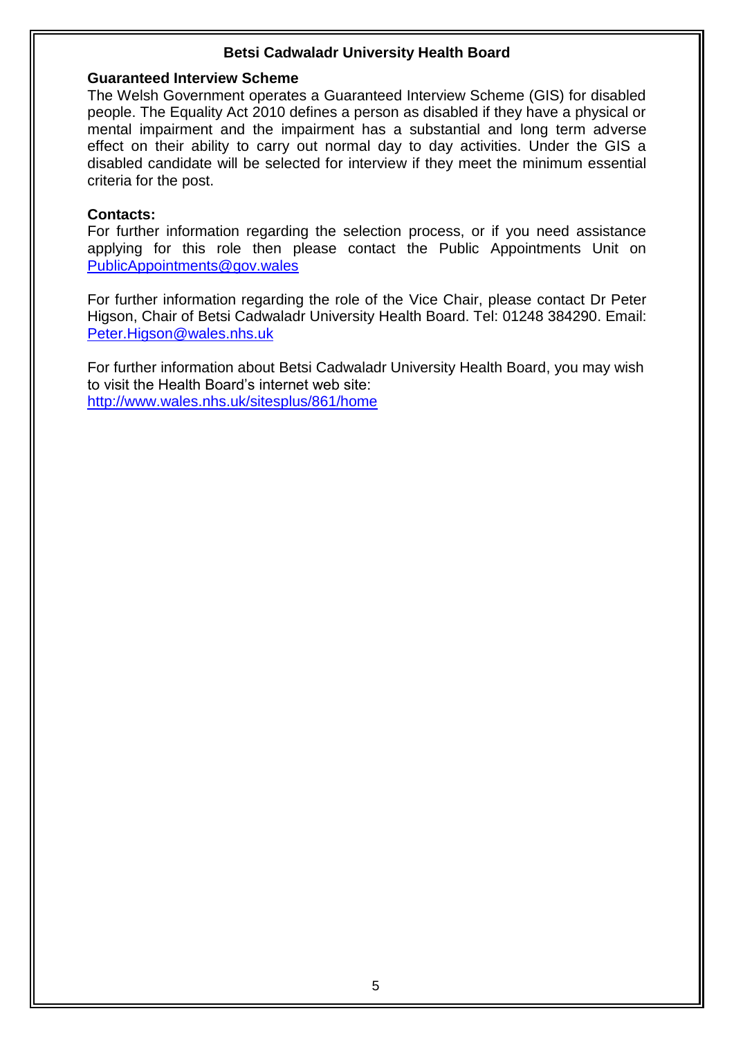**Betsi Cadwaladr University Health Board**

**Guaranteed Interview Scheme**

The Welsh Government operates a Guaranteed Interview Scheme (GIS) for disabled people. The Equality Act 2010 defines a person as disabled if they have a physical or mental impairment and the impairment has a substantial and long term adverse effect on their ability to carry out normal day to day activities. Under the GIS a disabled candidate will be selected for interview if they meet the minimum essential criteria for the post.

**Contacts:**

For further information regarding the selection process, or if you need assistance applying for this role then please contact the Public Appointments Unit on PublicAppointments@gov.wales

For further information regarding the role of the Vice Chair, please contact Dr Peter Higson, Chair of Betsi Cadwaladr University Health Board. Tel: 01248 384290. Email: Peter.Higson@wales.nhs.uk

For further information about Betsi Cadwaladr University Health Board, you may wish to visit the Health Board's internet web site:
http://www.wales.nhs.uk/sitesplus/861/home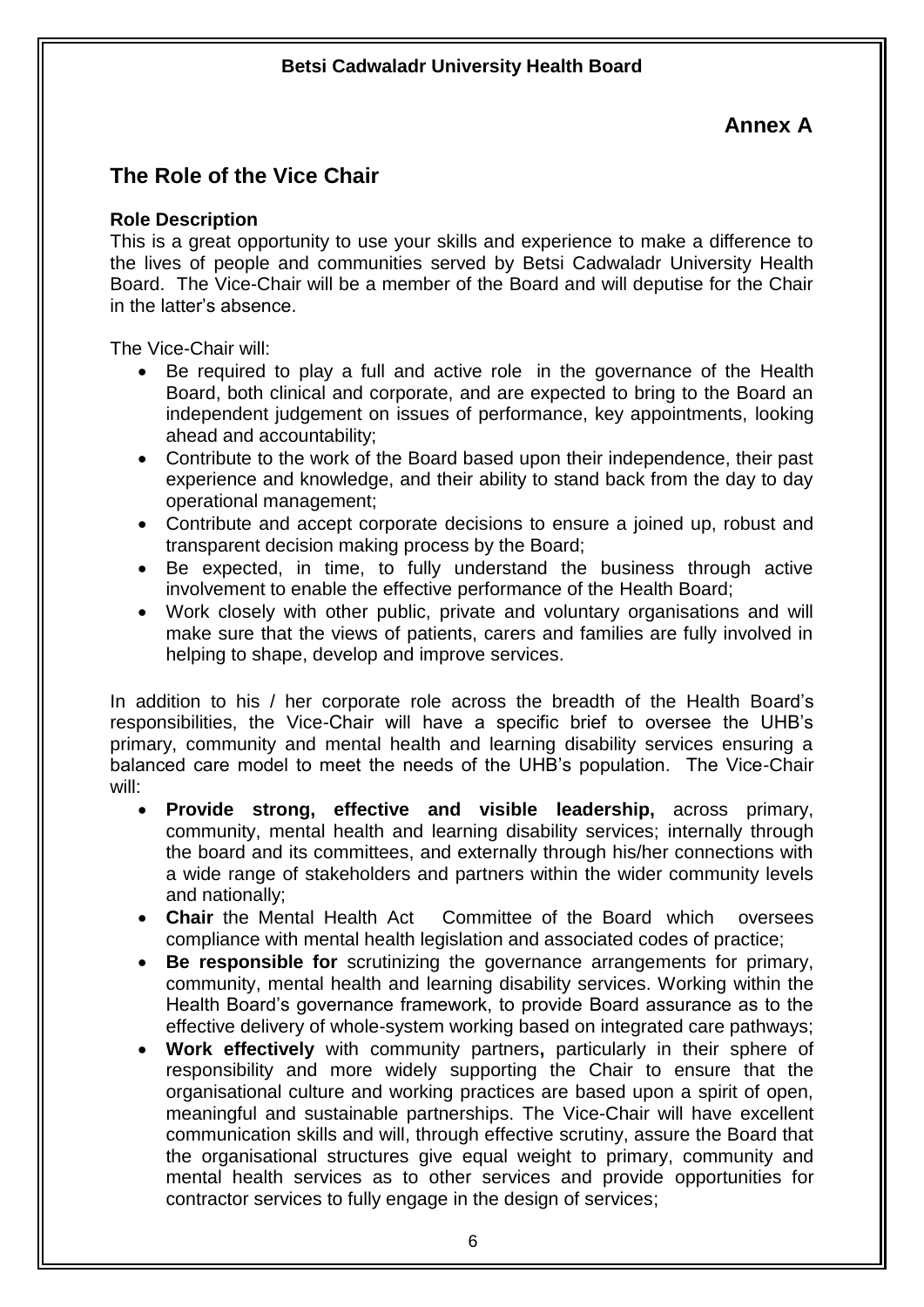**Betsi Cadwaladr University Health Board**

**Annex A**

## The Role of the Vice Chair

**Role Description**

This is a great opportunity to use your skills and experience to make a difference to the lives of people and communities served by Betsi Cadwaladr University Health Board. The Vice-Chair will be a member of the Board and will deputise for the Chair in the latter's absence.

The Vice-Chair will:

- Be required to play a full and active role in the governance of the Health Board, both clinical and corporate, and are expected to bring to the Board an independent judgement on issues of performance, key appointments, looking ahead and accountability;
- Contribute to the work of the Board based upon their independence, their past experience and knowledge, and their ability to stand back from the day to day operational management;
- Contribute and accept corporate decisions to ensure a joined up, robust and transparent decision making process by the Board;
- Be expected, in time, to fully understand the business through active involvement to enable the effective performance of the Health Board;
- Work closely with other public, private and voluntary organisations and will make sure that the views of patients, carers and families are fully involved in helping to shape, develop and improve services.

In addition to his / her corporate role across the breadth of the Health Board's responsibilities, the Vice-Chair will have a specific brief to oversee the UHB's primary, community and mental health and learning disability services ensuring a balanced care model to meet the needs of the UHB's population. The Vice-Chair will:

- **Provide strong, effective and visible leadership,** across primary, community, mental health and learning disability services; internally through the board and its committees, and externally through his/her connections with a wide range of stakeholders and partners within the wider community levels and nationally;
- **Chair** the Mental Health Act Committee of the Board which oversees compliance with mental health legislation and associated codes of practice;
- **Be responsible for** scrutinizing the governance arrangements for primary, community, mental health and learning disability services. Working within the Health Board's governance framework, to provide Board assurance as to the effective delivery of whole-system working based on integrated care pathways;
- **Work effectively** with community partners**,** particularly in their sphere of responsibility and more widely supporting the Chair to ensure that the organisational culture and working practices are based upon a spirit of open, meaningful and sustainable partnerships. The Vice-Chair will have excellent communication skills and will, through effective scrutiny, assure the Board that the organisational structures give equal weight to primary, community and mental health services as to other services and provide opportunities for contractor services to fully engage in the design of services;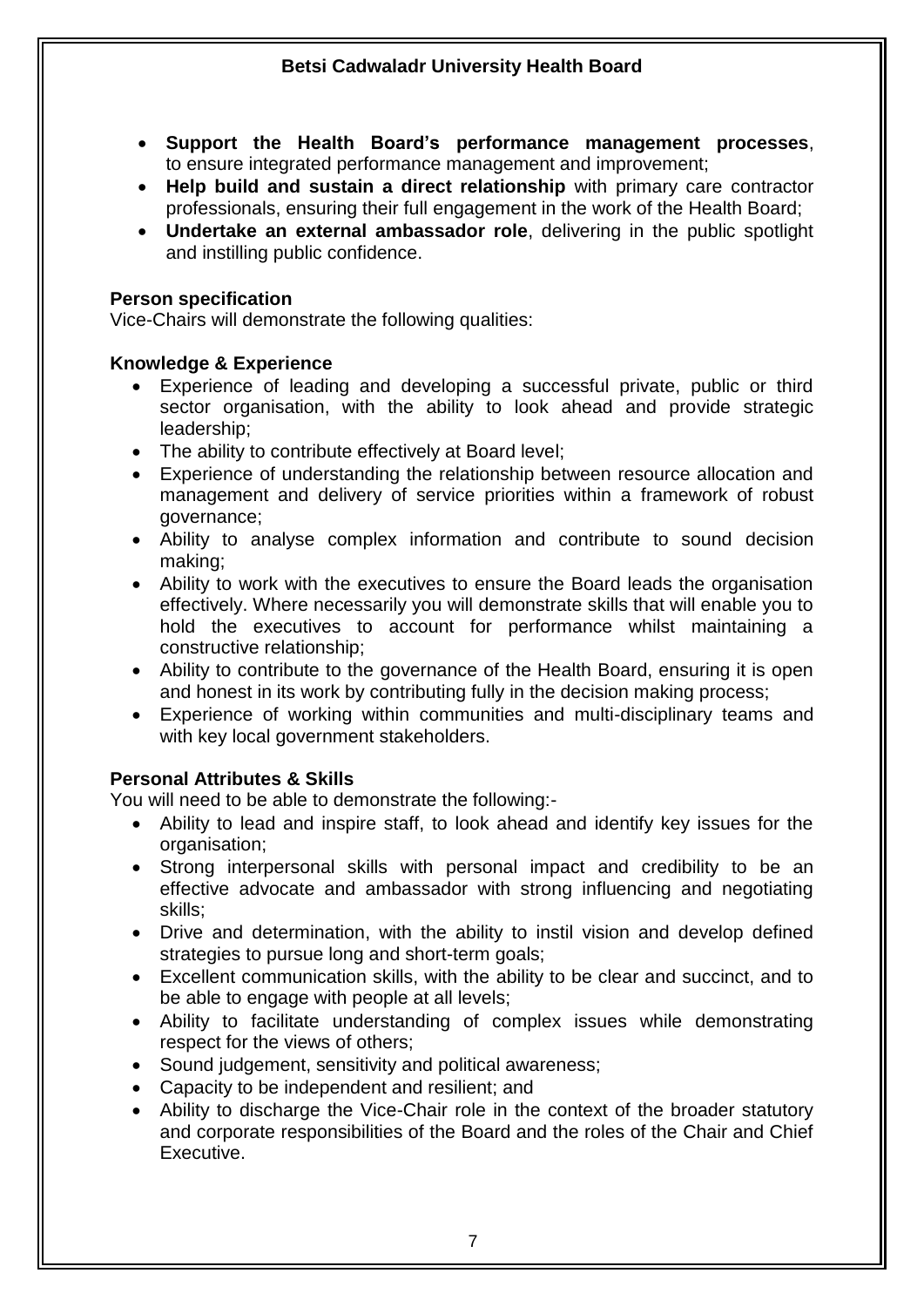- **Support the Health Board's performance management processes**, to ensure integrated performance management and improvement;
- **Help build and sustain a direct relationship** with primary care contractor professionals, ensuring their full engagement in the work of the Health Board;
- **Undertake an external ambassador role**, delivering in the public spotlight and instilling public confidence.

**Person specification**

Vice-Chairs will demonstrate the following qualities:

**Knowledge & Experience**

- Experience of leading and developing a successful private, public or third sector organisation, with the ability to look ahead and provide strategic leadership;
- The ability to contribute effectively at Board level;
- Experience of understanding the relationship between resource allocation and management and delivery of service priorities within a framework of robust governance;
- Ability to analyse complex information and contribute to sound decision making;
- Ability to work with the executives to ensure the Board leads the organisation effectively. Where necessarily you will demonstrate skills that will enable you to hold the executives to account for performance whilst maintaining a constructive relationship;
- Ability to contribute to the governance of the Health Board, ensuring it is open and honest in its work by contributing fully in the decision making process;
- Experience of working within communities and multi-disciplinary teams and with key local government stakeholders.

**Personal Attributes & Skills**

You will need to be able to demonstrate the following:-

- Ability to lead and inspire staff, to look ahead and identify key issues for the organisation;
- Strong interpersonal skills with personal impact and credibility to be an effective advocate and ambassador with strong influencing and negotiating skills;
- Drive and determination, with the ability to instil vision and develop defined strategies to pursue long and short-term goals;
- Excellent communication skills, with the ability to be clear and succinct, and to be able to engage with people at all levels;
- Ability to facilitate understanding of complex issues while demonstrating respect for the views of others;
- Sound judgement, sensitivity and political awareness;
- Capacity to be independent and resilient; and
- Ability to discharge the Vice-Chair role in the context of the broader statutory and corporate responsibilities of the Board and the roles of the Chair and Chief Executive.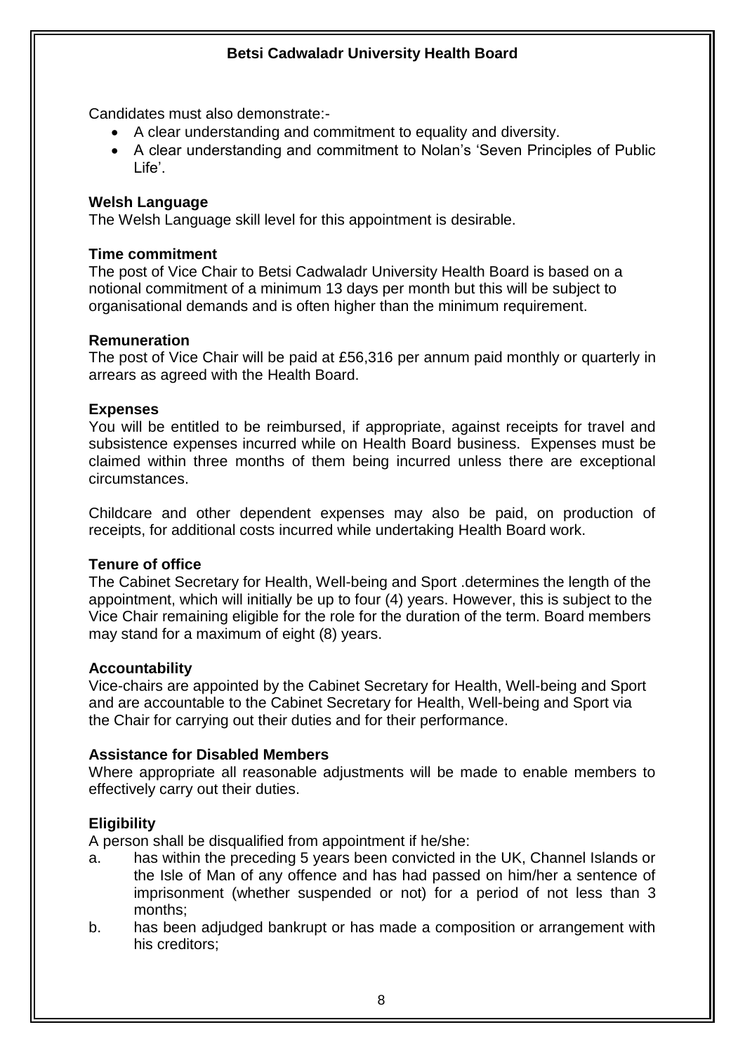Candidates must also demonstrate:-

- A clear understanding and commitment to equality and diversity.
- A clear understanding and commitment to Nolan's 'Seven Principles of Public Life'.

**Welsh Language**

The Welsh Language skill level for this appointment is desirable.

**Time commitment**

The post of Vice Chair to Betsi Cadwaladr University Health Board is based on a notional commitment of a minimum 13 days per month but this will be subject to organisational demands and is often higher than the minimum requirement.

**Remuneration**

The post of Vice Chair will be paid at £56,316 per annum paid monthly or quarterly in arrears as agreed with the Health Board.

**Expenses**

You will be entitled to be reimbursed, if appropriate, against receipts for travel and subsistence expenses incurred while on Health Board business. Expenses must be claimed within three months of them being incurred unless there are exceptional circumstances.

Childcare and other dependent expenses may also be paid, on production of receipts, for additional costs incurred while undertaking Health Board work.

**Tenure of office**

The Cabinet Secretary for Health, Well-being and Sport .determines the length of the appointment, which will initially be up to four (4) years. However, this is subject to the Vice Chair remaining eligible for the role for the duration of the term. Board members may stand for a maximum of eight (8) years.

**Accountability**

Vice-chairs are appointed by the Cabinet Secretary for Health, Well-being and Sport and are accountable to the Cabinet Secretary for Health, Well-being and Sport via the Chair for carrying out their duties and for their performance.

**Assistance for Disabled Members**

Where appropriate all reasonable adjustments will be made to enable members to effectively carry out their duties.

**Eligibility**

A person shall be disqualified from appointment if he/she:

a. has within the preceding 5 years been convicted in the UK, Channel Islands or the Isle of Man of any offence and has had passed on him/her a sentence of imprisonment (whether suspended or not) for a period of not less than 3 months;
b. has been adjudged bankrupt or has made a composition or arrangement with his creditors;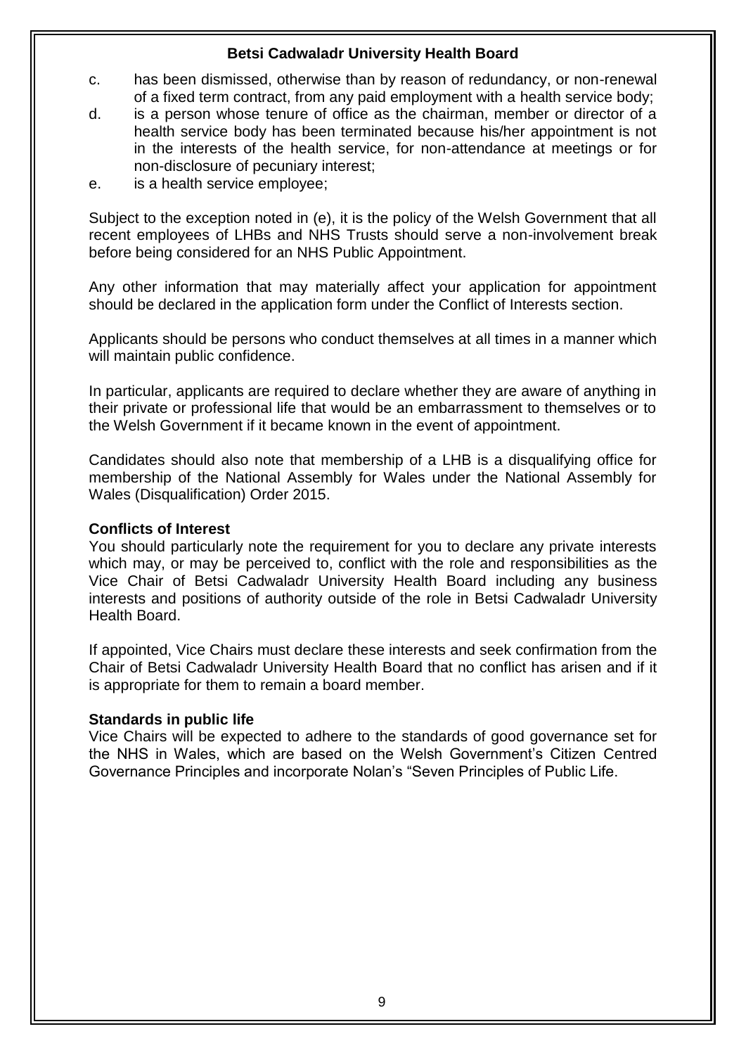c. has been dismissed, otherwise than by reason of redundancy, or non-renewal of a fixed term contract, from any paid employment with a health service body;
d. is a person whose tenure of office as the chairman, member or director of a health service body has been terminated because his/her appointment is not in the interests of the health service, for non-attendance at meetings or for non-disclosure of pecuniary interest;
e. is a health service employee;

Subject to the exception noted in (e), it is the policy of the Welsh Government that all recent employees of LHBs and NHS Trusts should serve a non-involvement break before being considered for an NHS Public Appointment.

Any other information that may materially affect your application for appointment should be declared in the application form under the Conflict of Interests section.

Applicants should be persons who conduct themselves at all times in a manner which will maintain public confidence.

In particular, applicants are required to declare whether they are aware of anything in their private or professional life that would be an embarrassment to themselves or to the Welsh Government if it became known in the event of appointment.

Candidates should also note that membership of a LHB is a disqualifying office for membership of the National Assembly for Wales under the National Assembly for Wales (Disqualification) Order 2015.

**Conflicts of Interest**

You should particularly note the requirement for you to declare any private interests which may, or may be perceived to, conflict with the role and responsibilities as the Vice Chair of Betsi Cadwaladr University Health Board including any business interests and positions of authority outside of the role in Betsi Cadwaladr University Health Board.

If appointed, Vice Chairs must declare these interests and seek confirmation from the Chair of Betsi Cadwaladr University Health Board that no conflict has arisen and if it is appropriate for them to remain a board member.

**Standards in public life**

Vice Chairs will be expected to adhere to the standards of good governance set for the NHS in Wales, which are based on the Welsh Government's Citizen Centred Governance Principles and incorporate Nolan's "Seven Principles of Public Life.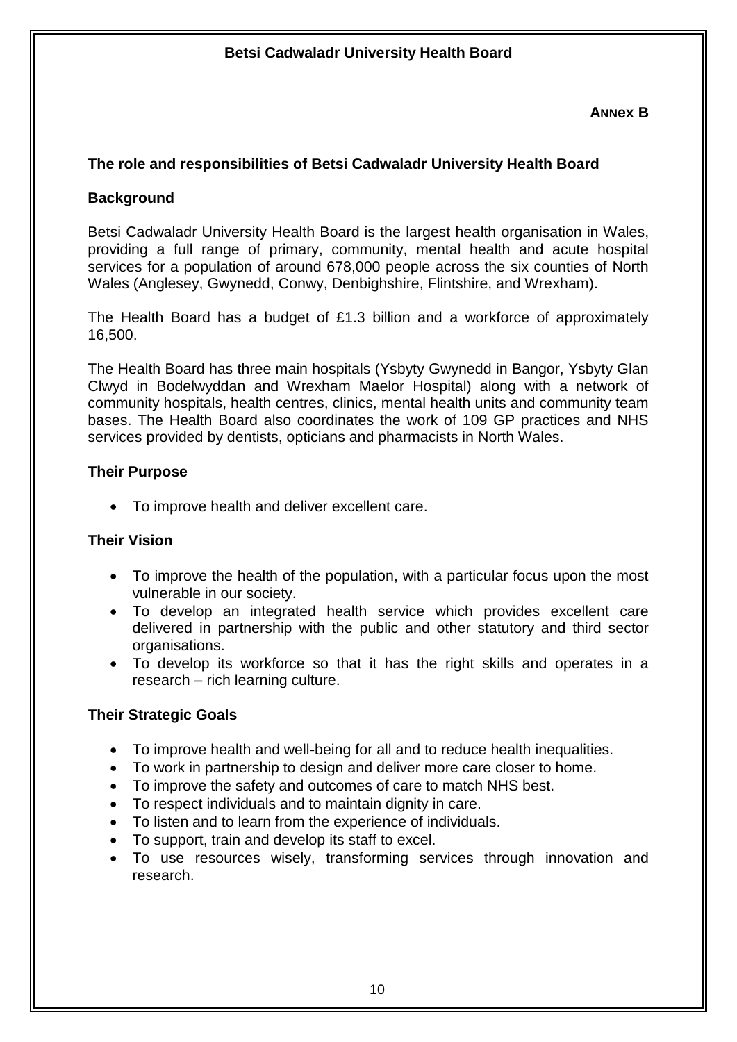**Annex B**

## The role and responsibilities of Betsi Cadwaladr University Health Board

### Background

Betsi Cadwaladr University Health Board is the largest health organisation in Wales, providing a full range of primary, community, mental health and acute hospital services for a population of around 678,000 people across the six counties of North Wales (Anglesey, Gwynedd, Conwy, Denbighshire, Flintshire, and Wrexham).

The Health Board has a budget of £1.3 billion and a workforce of approximately 16,500.

The Health Board has three main hospitals (Ysbyty Gwynedd in Bangor, Ysbyty Glan Clwyd in Bodelwyddan and Wrexham Maelor Hospital) along with a network of community hospitals, health centres, clinics, mental health units and community team bases. The Health Board also coordinates the work of 109 GP practices and NHS services provided by dentists, opticians and pharmacists in North Wales.

### Their Purpose

- To improve health and deliver excellent care.

### Their Vision

- To improve the health of the population, with a particular focus upon the most vulnerable in our society.
- To develop an integrated health service which provides excellent care delivered in partnership with the public and other statutory and third sector organisations.
- To develop its workforce so that it has the right skills and operates in a research – rich learning culture.

### Their Strategic Goals

- To improve health and well-being for all and to reduce health inequalities.
- To work in partnership to design and deliver more care closer to home.
- To improve the safety and outcomes of care to match NHS best.
- To respect individuals and to maintain dignity in care.
- To listen and to learn from the experience of individuals.
- To support, train and develop its staff to excel.
- To use resources wisely, transforming services through innovation and research.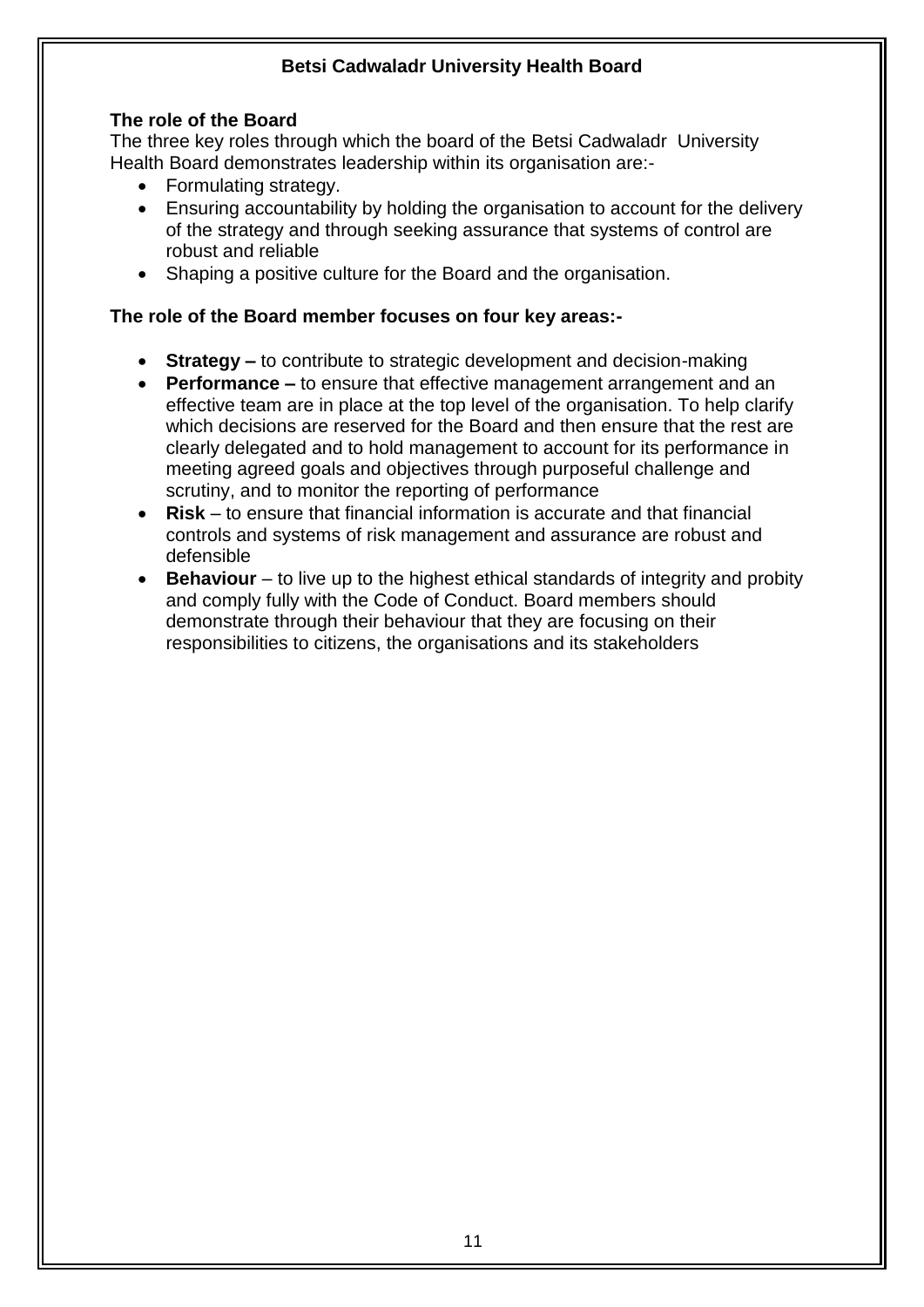**Betsi Cadwaladr University Health Board**

**The role of the Board**

The three key roles through which the board of the Betsi Cadwaladr University Health Board demonstrates leadership within its organisation are:-

- Formulating strategy.
- Ensuring accountability by holding the organisation to account for the delivery of the strategy and through seeking assurance that systems of control are robust and reliable
- Shaping a positive culture for the Board and the organisation.

**The role of the Board member focuses on four key areas:-**

- **Strategy –** to contribute to strategic development and decision-making
- **Performance –** to ensure that effective management arrangement and an effective team are in place at the top level of the organisation. To help clarify which decisions are reserved for the Board and then ensure that the rest are clearly delegated and to hold management to account for its performance in meeting agreed goals and objectives through purposeful challenge and scrutiny, and to monitor the reporting of performance
- **Risk** – to ensure that financial information is accurate and that financial controls and systems of risk management and assurance are robust and defensible
- **Behaviour** – to live up to the highest ethical standards of integrity and probity and comply fully with the Code of Conduct. Board members should demonstrate through their behaviour that they are focusing on their responsibilities to citizens, the organisations and its stakeholders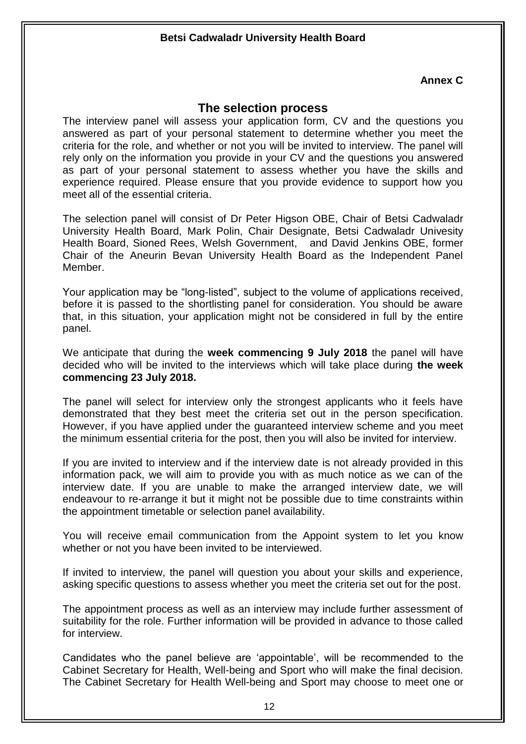**Betsi Cadwaladr University Health Board**

**Annex C**

## The selection process

The interview panel will assess your application form, CV and the questions you answered as part of your personal statement to determine whether you meet the criteria for the role, and whether or not you will be invited to interview. The panel will rely only on the information you provide in your CV and the questions you answered as part of your personal statement to assess whether you have the skills and experience required. Please ensure that you provide evidence to support how you meet all of the essential criteria.

The selection panel will consist of Dr Peter Higson OBE, Chair of Betsi Cadwaladr University Health Board, Mark Polin, Chair Designate, Betsi Cadwaladr Univesity Health Board, Sioned Rees, Welsh Government, and David Jenkins OBE, former Chair of the Aneurin Bevan University Health Board as the Independent Panel Member.

Your application may be "long-listed", subject to the volume of applications received, before it is passed to the shortlisting panel for consideration. You should be aware that, in this situation, your application might not be considered in full by the entire panel.

We anticipate that during the **week commencing 9 July 2018** the panel will have decided who will be invited to the interviews which will take place during **the week commencing 23 July 2018.**

The panel will select for interview only the strongest applicants who it feels have demonstrated that they best meet the criteria set out in the person specification. However, if you have applied under the guaranteed interview scheme and you meet the minimum essential criteria for the post, then you will also be invited for interview.

If you are invited to interview and if the interview date is not already provided in this information pack, we will aim to provide you with as much notice as we can of the interview date. If you are unable to make the arranged interview date, we will endeavour to re-arrange it but it might not be possible due to time constraints within the appointment timetable or selection panel availability.

You will receive email communication from the Appoint system to let you know whether or not you have been invited to be interviewed.

If invited to interview, the panel will question you about your skills and experience, asking specific questions to assess whether you meet the criteria set out for the post.

The appointment process as well as an interview may include further assessment of suitability for the role. Further information will be provided in advance to those called for interview.

Candidates who the panel believe are 'appointable', will be recommended to the Cabinet Secretary for Health, Well-being and Sport who will make the final decision. The Cabinet Secretary for Health Well-being and Sport may choose to meet one or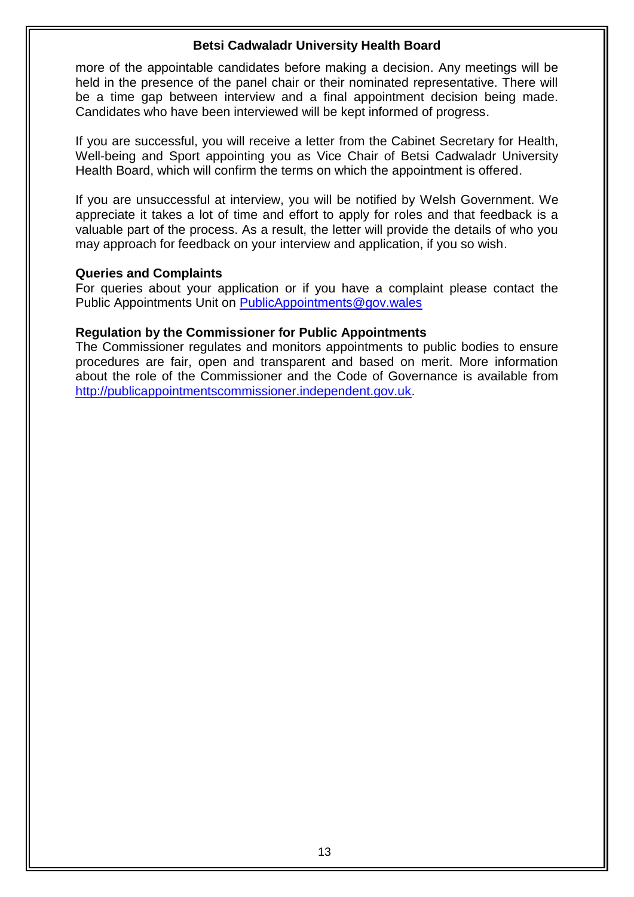more of the appointable candidates before making a decision. Any meetings will be held in the presence of the panel chair or their nominated representative. There will be a time gap between interview and a final appointment decision being made. Candidates who have been interviewed will be kept informed of progress.

If you are successful, you will receive a letter from the Cabinet Secretary for Health, Well-being and Sport appointing you as Vice Chair of Betsi Cadwaladr University Health Board, which will confirm the terms on which the appointment is offered.

If you are unsuccessful at interview, you will be notified by Welsh Government. We appreciate it takes a lot of time and effort to apply for roles and that feedback is a valuable part of the process. As a result, the letter will provide the details of who you may approach for feedback on your interview and application, if you so wish.

**Queries and Complaints**

For queries about your application or if you have a complaint please contact the Public Appointments Unit on [PublicAppointments@gov.wales](mailto:PublicAppointments@gov.wales)

**Regulation by the Commissioner for Public Appointments**

The Commissioner regulates and monitors appointments to public bodies to ensure procedures are fair, open and transparent and based on merit. More information about the role of the Commissioner and the Code of Governance is available from [http://publicappointmentscommissioner.independent.gov.uk](http://publicappointmentscommissioner.independent.gov.uk).